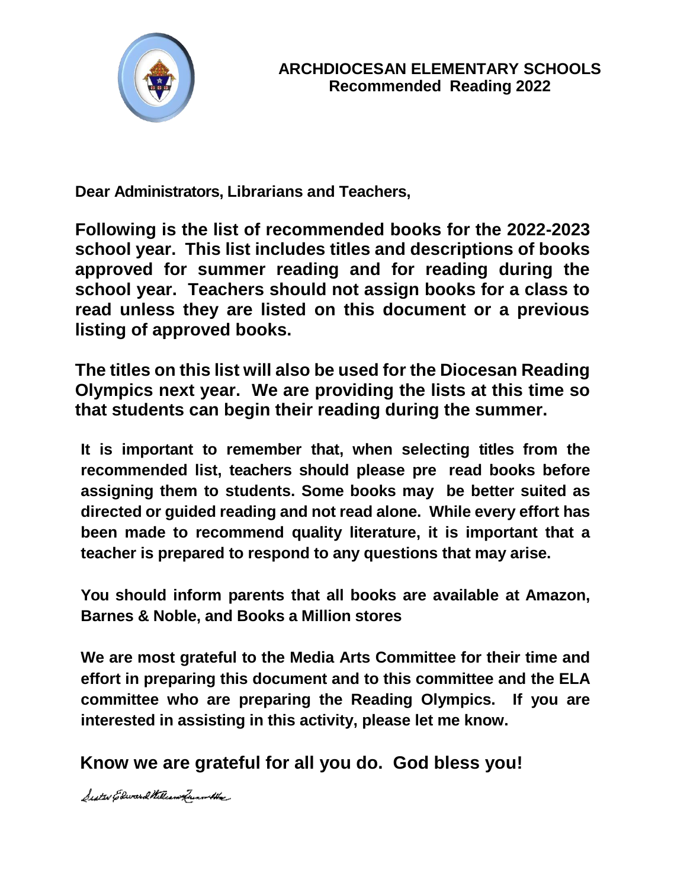# ARCHDIOCESAN ELEMENTARY SCHOOLS
## Recommended Reading 2022

**Dear Administrators, Librarians and Teachers,**

**Following is the list of recommended books for the 2022-2023 school year. This list includes titles and descriptions of books approved for summer reading and for reading during the school year. Teachers should not assign books for a class to read unless they are listed on this document or a previous listing of approved books.**

**The titles on this list will also be used for the Diocesan Reading Olympics next year. We are providing the lists at this time so that students can begin their reading during the summer.**

**It is important to remember that, when selecting titles from the recommended list, teachers should please pre read books before assigning them to students. Some books may be better suited as directed or guided reading and not read alone. While every effort has been made to recommend quality literature, it is important that a teacher is prepared to respond to any questions that may arise.**

**You should inform parents that all books are available at Amazon, Barnes & Noble, and Books a Million stores**

**We are most grateful to the Media Arts Committee for their time and effort in preparing this document and to this committee and the ELA committee who are preparing the Reading Olympics. If you are interested in assisting in this activity, please let me know.**

**Know we are grateful for all you do. God bless you!**

Sister Edward William Quinn, IHM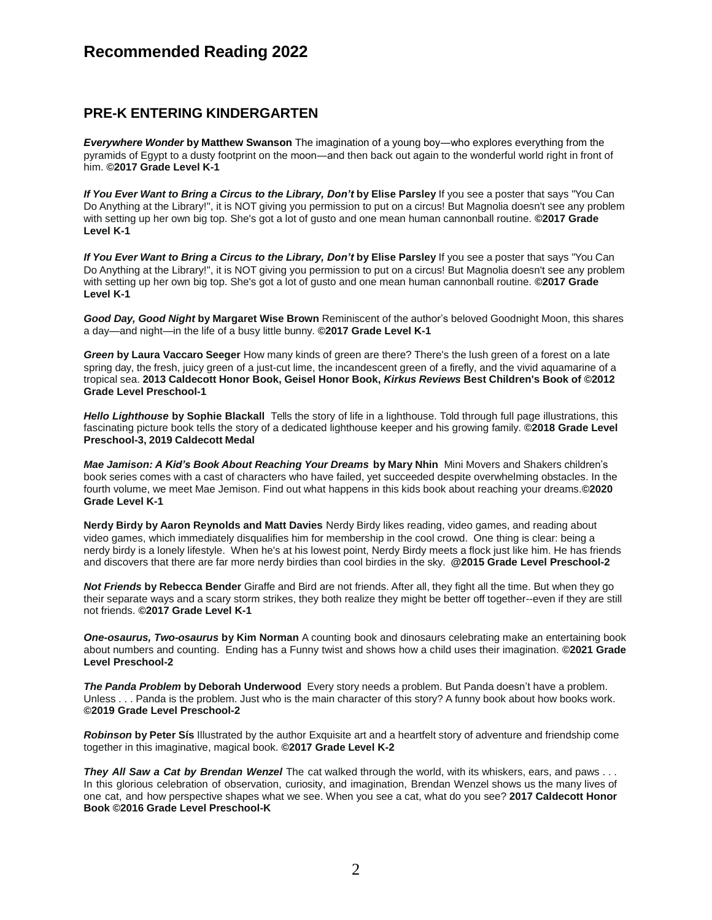# Recommended Reading 2022

## PRE-K ENTERING KINDERGARTEN

***Everywhere Wonder*** **by Matthew Swanson** The imagination of a young boy—who explores everything from the pyramids of Egypt to a dusty footprint on the moon—and then back out again to the wonderful world right in front of him. **©2017 Grade Level K-1**

***If You Ever Want to Bring a Circus to the Library, Don't*** **by Elise Parsley** If you see a poster that says "You Can Do Anything at the Library!", it is NOT giving you permission to put on a circus! But Magnolia doesn't see any problem with setting up her own big top. She's got a lot of gusto and one mean human cannonball routine. **©2017 Grade Level K-1**

***If You Ever Want to Bring a Circus to the Library, Don't*** **by Elise Parsley** If you see a poster that says "You Can Do Anything at the Library!", it is NOT giving you permission to put on a circus! But Magnolia doesn't see any problem with setting up her own big top. She's got a lot of gusto and one mean human cannonball routine. **©2017 Grade Level K-1**

***Good Day, Good Night*** **by Margaret Wise Brown** Reminiscent of the author's beloved Goodnight Moon, this shares a day—and night—in the life of a busy little bunny. **©2017 Grade Level K-1**

***Green*** **by Laura Vaccaro Seeger** How many kinds of green are there? There's the lush green of a forest on a late spring day, the fresh, juicy green of a just-cut lime, the incandescent green of a firefly, and the vivid aquamarine of a tropical sea. **2013 Caldecott Honor Book, Geisel Honor Book, *Kirkus Reviews* Best Children's Book of ©2012 Grade Level Preschool-1**

***Hello Lighthouse*** **by Sophie Blackall** Tells the story of life in a lighthouse. Told through full page illustrations, this fascinating picture book tells the story of a dedicated lighthouse keeper and his growing family. **©2018 Grade Level Preschool-3, 2019 Caldecott Medal**

***Mae Jamison: A Kid's Book About Reaching Your Dreams*** **by Mary Nhin** Mini Movers and Shakers children's book series comes with a cast of characters who have failed, yet succeeded despite overwhelming obstacles. In the fourth volume, we meet Mae Jemison. Find out what happens in this kids book about reaching your dreams.**©2020 Grade Level K-1**

**Nerdy Birdy by Aaron Reynolds and Matt Davies** Nerdy Birdy likes reading, video games, and reading about video games, which immediately disqualifies him for membership in the cool crowd. One thing is clear: being a nerdy birdy is a lonely lifestyle. When he's at his lowest point, Nerdy Birdy meets a flock just like him. He has friends and discovers that there are far more nerdy birdies than cool birdies in the sky. **@2015 Grade Level Preschool-2**

***Not Friends*** **by Rebecca Bender** Giraffe and Bird are not friends. After all, they fight all the time. But when they go their separate ways and a scary storm strikes, they both realize they might be better off together--even if they are still not friends. **©2017 Grade Level K-1**

***One-osaurus, Two-osaurus*** **by Kim Norman** A counting book and dinosaurs celebrating make an entertaining book about numbers and counting. Ending has a Funny twist and shows how a child uses their imagination. **©2021 Grade Level Preschool-2**

***The Panda Problem*** **by Deborah Underwood** Every story needs a problem. But Panda doesn't have a problem. Unless . . . Panda is the problem. Just who is the main character of this story? A funny book about how books work. **©2019 Grade Level Preschool-2**

***Robinson*** **by Peter Sís** Illustrated by the author Exquisite art and a heartfelt story of adventure and friendship come together in this imaginative, magical book. **©2017 Grade Level K-2**

***They All Saw a Cat by Brendan Wenzel*** The cat walked through the world, with its whiskers, ears, and paws . . . In this glorious celebration of observation, curiosity, and imagination, Brendan Wenzel shows us the many lives of one cat, and how perspective shapes what we see. When you see a cat, what do you see? **2017 Caldecott Honor Book ©2016 Grade Level Preschool-K**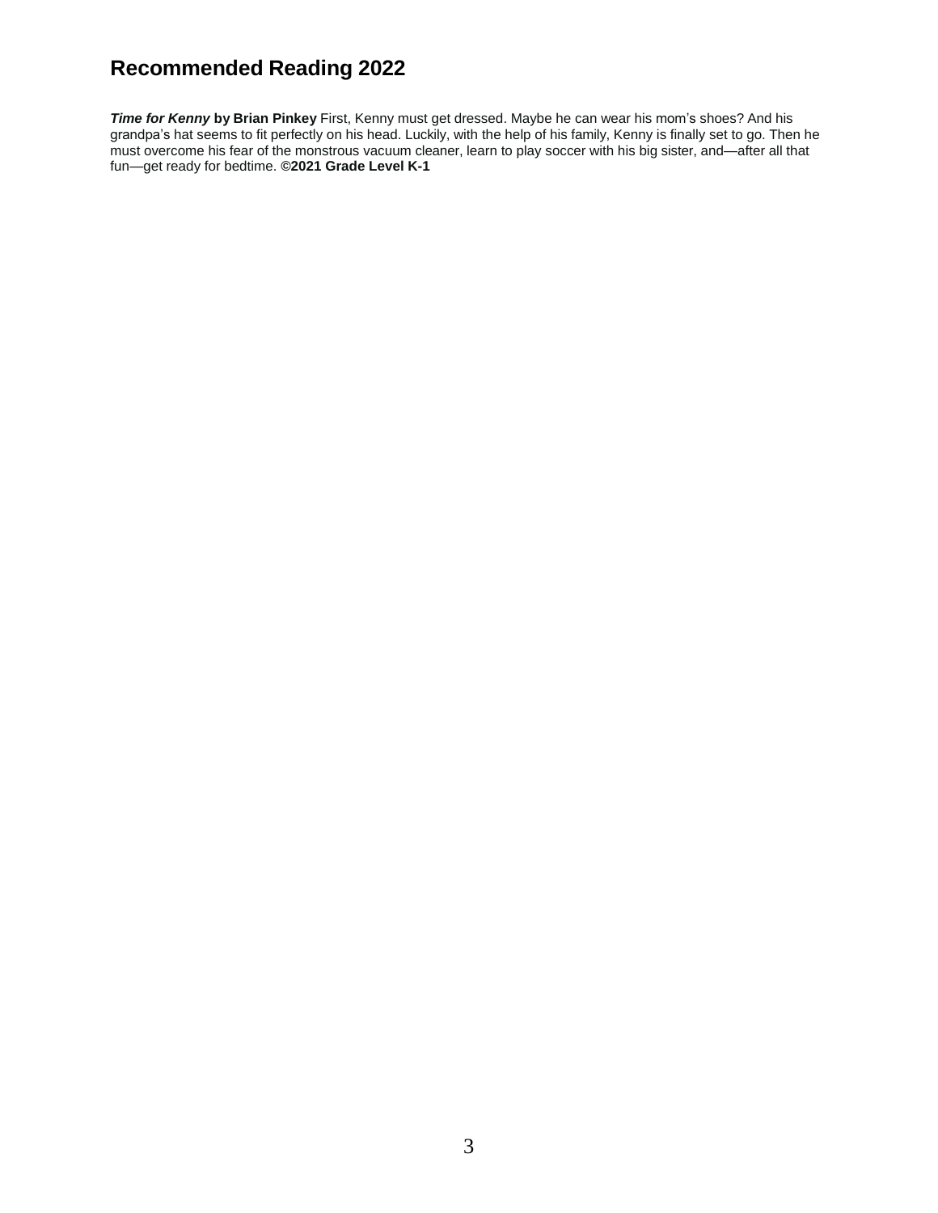# Recommended Reading 2022

***Time for Kenny*** **by Brian Pinkey** First, Kenny must get dressed. Maybe he can wear his mom's shoes? And his grandpa's hat seems to fit perfectly on his head. Luckily, with the help of his family, Kenny is finally set to go. Then he must overcome his fear of the monstrous vacuum cleaner, learn to play soccer with his big sister, and—after all that fun—get ready for bedtime. **©2021 Grade Level K-1**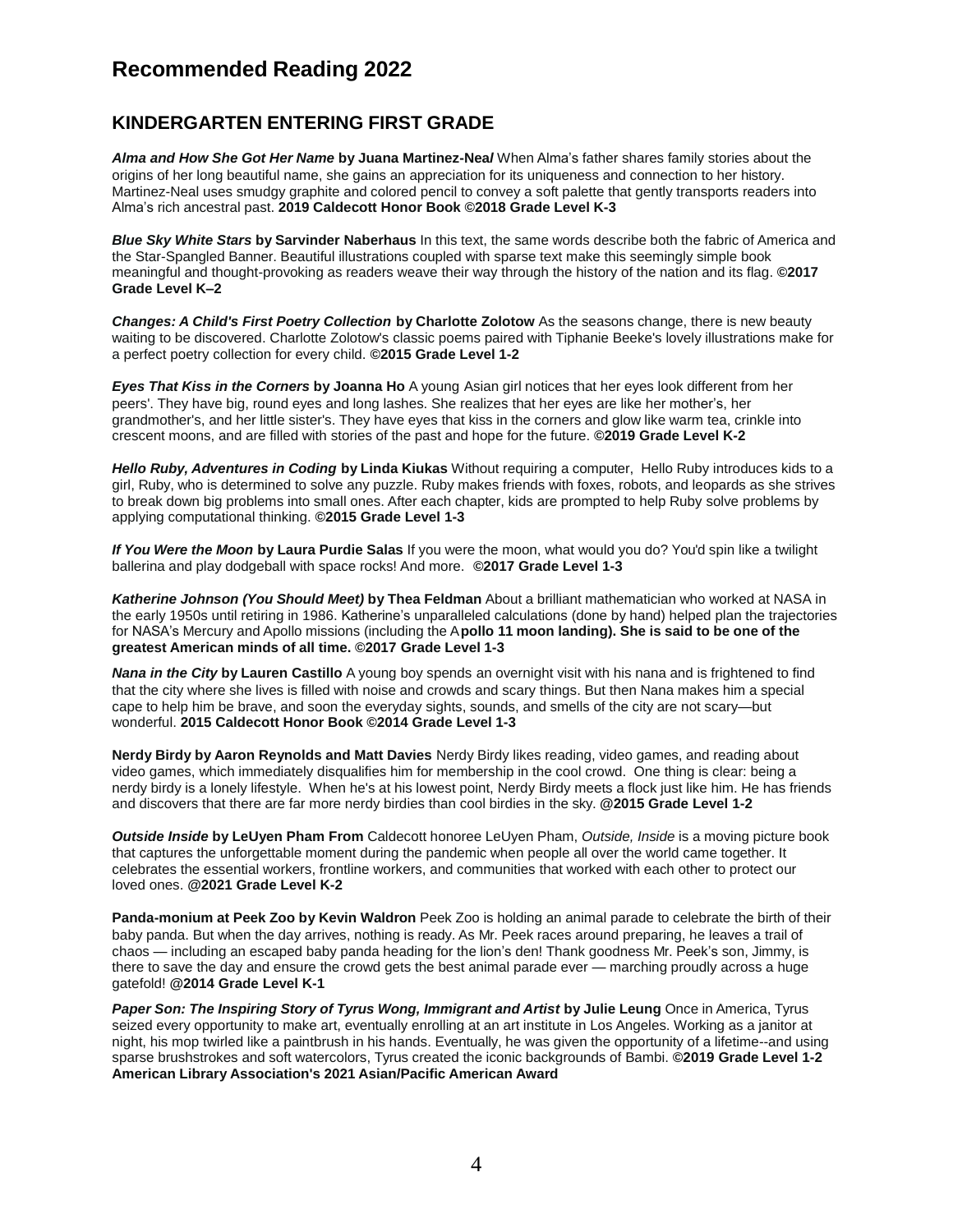# Recommended Reading 2022

## KINDERGARTEN ENTERING FIRST GRADE

***Alma and How She Got Her Name* by Juana Martinez-Neal** When Alma's father shares family stories about the origins of her long beautiful name, she gains an appreciation for its uniqueness and connection to her history. Martinez-Neal uses smudgy graphite and colored pencil to convey a soft palette that gently transports readers into Alma's rich ancestral past. **2019 Caldecott Honor Book ©2018 Grade Level K-3**

***Blue Sky White Stars* by Sarvinder Naberhaus** In this text, the same words describe both the fabric of America and the Star-Spangled Banner. Beautiful illustrations coupled with sparse text make this seemingly simple book meaningful and thought-provoking as readers weave their way through the history of the nation and its flag. **©2017 Grade Level K–2**

***Changes: A Child's First Poetry Collection* by Charlotte Zolotow** As the seasons change, there is new beauty waiting to be discovered. Charlotte Zolotow's classic poems paired with Tiphanie Beeke's lovely illustrations make for a perfect poetry collection for every child. **©2015 Grade Level 1-2**

***Eyes That Kiss in the Corners* by Joanna Ho** A young Asian girl notices that her eyes look different from her peers'. They have big, round eyes and long lashes. She realizes that her eyes are like her mother's, her grandmother's, and her little sister's. They have eyes that kiss in the corners and glow like warm tea, crinkle into crescent moons, and are filled with stories of the past and hope for the future. **©2019 Grade Level K-2**

***Hello Ruby, Adventures in Coding* by Linda Kiukas** Without requiring a computer, Hello Ruby introduces kids to a girl, Ruby, who is determined to solve any puzzle. Ruby makes friends with foxes, robots, and leopards as she strives to break down big problems into small ones. After each chapter, kids are prompted to help Ruby solve problems by applying computational thinking. **©2015 Grade Level 1-3**

***If You Were the Moon* by Laura Purdie Salas** If you were the moon, what would you do? You'd spin like a twilight ballerina and play dodgeball with space rocks! And more. **©2017 Grade Level 1-3**

***Katherine Johnson (You Should Meet)* by Thea Feldman** About a brilliant mathematician who worked at NASA in the early 1950s until retiring in 1986. Katherine's unparalleled calculations (done by hand) helped plan the trajectories for NASA's Mercury and Apollo missions (including the A**pollo 11 moon landing). She is said to be one of the greatest American minds of all time. ©2017 Grade Level 1-3**

***Nana in the City* by Lauren Castillo** A young boy spends an overnight visit with his nana and is frightened to find that the city where she lives is filled with noise and crowds and scary things. But then Nana makes him a special cape to help him be brave, and soon the everyday sights, sounds, and smells of the city are not scary—but wonderful. **2015 Caldecott Honor Book ©2014 Grade Level 1-3**

**Nerdy Birdy by Aaron Reynolds and Matt Davies** Nerdy Birdy likes reading, video games, and reading about video games, which immediately disqualifies him for membership in the cool crowd. One thing is clear: being a nerdy birdy is a lonely lifestyle. When he's at his lowest point, Nerdy Birdy meets a flock just like him. He has friends and discovers that there are far more nerdy birdies than cool birdies in the sky. **@2015 Grade Level 1-2**

***Outside Inside* by LeUyen Pham From** Caldecott honoree LeUyen Pham, *Outside, Inside* is a moving picture book that captures the unforgettable moment during the pandemic when people all over the world came together. It celebrates the essential workers, frontline workers, and communities that worked with each other to protect our loved ones. **@2021 Grade Level K-2**

**Panda-monium at Peek Zoo by Kevin Waldron** Peek Zoo is holding an animal parade to celebrate the birth of their baby panda. But when the day arrives, nothing is ready. As Mr. Peek races around preparing, he leaves a trail of chaos — including an escaped baby panda heading for the lion's den! Thank goodness Mr. Peek's son, Jimmy, is there to save the day and ensure the crowd gets the best animal parade ever — marching proudly across a huge gatefold! **@2014 Grade Level K-1**

***Paper Son: The Inspiring Story of Tyrus Wong, Immigrant and Artist* by Julie Leung** Once in America, Tyrus seized every opportunity to make art, eventually enrolling at an art institute in Los Angeles. Working as a janitor at night, his mop twirled like a paintbrush in his hands. Eventually, he was given the opportunity of a lifetime--and using sparse brushstrokes and soft watercolors, Tyrus created the iconic backgrounds of Bambi. **©2019 Grade Level 1-2 American Library Association's 2021 Asian/Pacific American Award**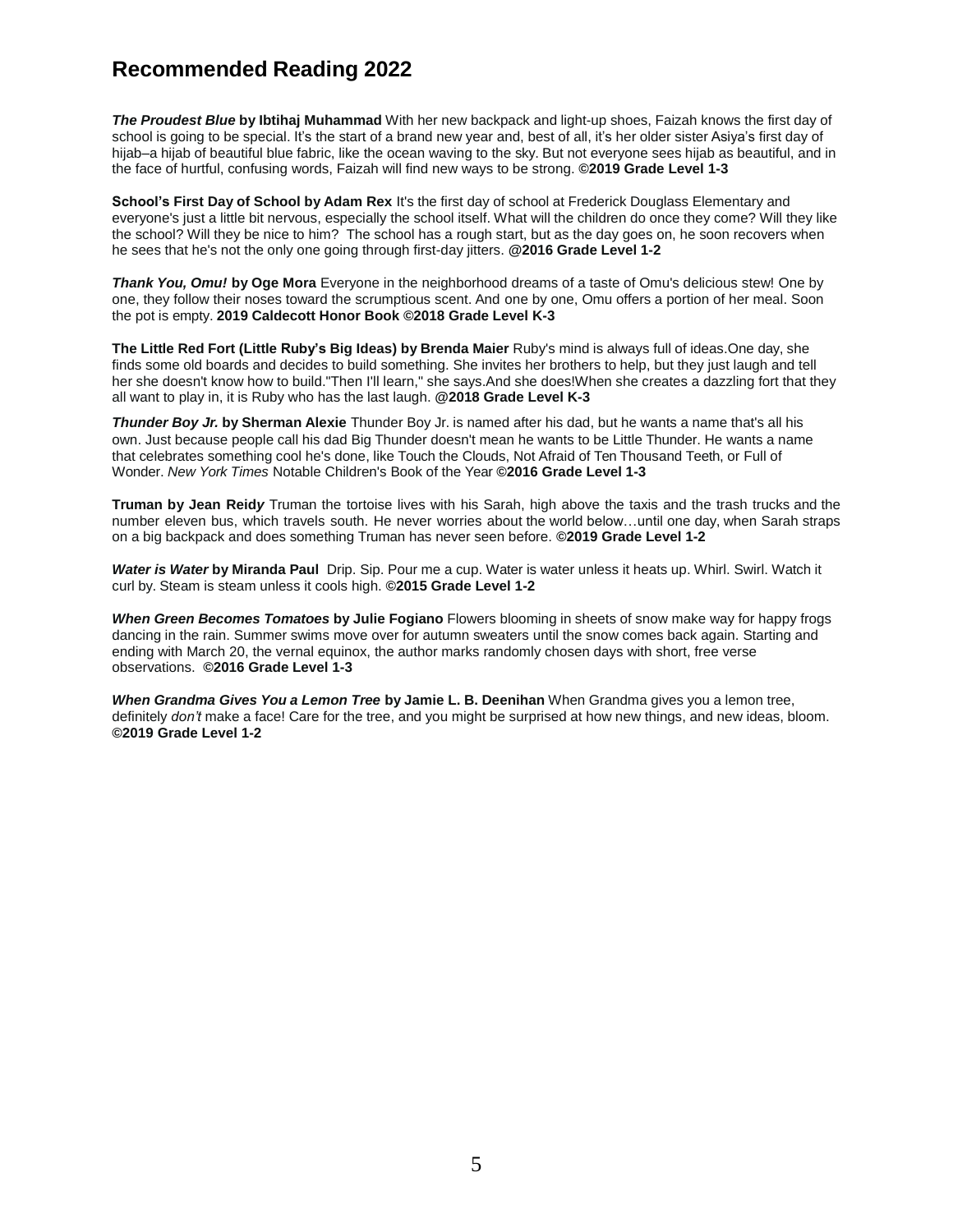# Recommended Reading 2022

***The Proudest Blue* by Ibtihaj Muhammad** With her new backpack and light-up shoes, Faizah knows the first day of school is going to be special. It's the start of a brand new year and, best of all, it's her older sister Asiya's first day of hijab–a hijab of beautiful blue fabric, like the ocean waving to the sky. But not everyone sees hijab as beautiful, and in the face of hurtful, confusing words, Faizah will find new ways to be strong. **©2019 Grade Level 1-3**

**School's First Day of School by Adam Rex** It's the first day of school at Frederick Douglass Elementary and everyone's just a little bit nervous, especially the school itself. What will the children do once they come? Will they like the school? Will they be nice to him? The school has a rough start, but as the day goes on, he soon recovers when he sees that he's not the only one going through first-day jitters. **@2016 Grade Level 1-2**

***Thank You, Omu!* by Oge Mora** Everyone in the neighborhood dreams of a taste of Omu's delicious stew! One by one, they follow their noses toward the scrumptious scent. And one by one, Omu offers a portion of her meal. Soon the pot is empty. **2019 Caldecott Honor Book ©2018 Grade Level K-3**

**The Little Red Fort (Little Ruby's Big Ideas) by Brenda Maier** Ruby's mind is always full of ideas.One day, she finds some old boards and decides to build something. She invites her brothers to help, but they just laugh and tell her she doesn't know how to build."Then I'll learn," she says.And she does!When she creates a dazzling fort that they all want to play in, it is Ruby who has the last laugh. **@2018 Grade Level K-3**

***Thunder Boy Jr.* by Sherman Alexie** Thunder Boy Jr. is named after his dad, but he wants a name that's all his own. Just because people call his dad Big Thunder doesn't mean he wants to be Little Thunder. He wants a name that celebrates something cool he's done, like Touch the Clouds, Not Afraid of Ten Thousand Teeth, or Full of Wonder. *New York Times* Notable Children's Book of the Year **©2016 Grade Level 1-3**

**Truman by Jean Reidy** Truman the tortoise lives with his Sarah, high above the taxis and the trash trucks and the number eleven bus, which travels south. He never worries about the world below…until one day, when Sarah straps on a big backpack and does something Truman has never seen before. **©2019 Grade Level 1-2**

***Water is Water* by Miranda Paul** Drip. Sip. Pour me a cup. Water is water unless it heats up. Whirl. Swirl. Watch it curl by. Steam is steam unless it cools high. **©2015 Grade Level 1-2**

***When Green Becomes Tomatoes* by Julie Fogiano** Flowers blooming in sheets of snow make way for happy frogs dancing in the rain. Summer swims move over for autumn sweaters until the snow comes back again. Starting and ending with March 20, the vernal equinox, the author marks randomly chosen days with short, free verse observations. **©2016 Grade Level 1-3**

***When Grandma Gives You a Lemon Tree* by Jamie L. B. Deenihan** When Grandma gives you a lemon tree, definitely *don't* make a face! Care for the tree, and you might be surprised at how new things, and new ideas, bloom. **©2019 Grade Level 1-2**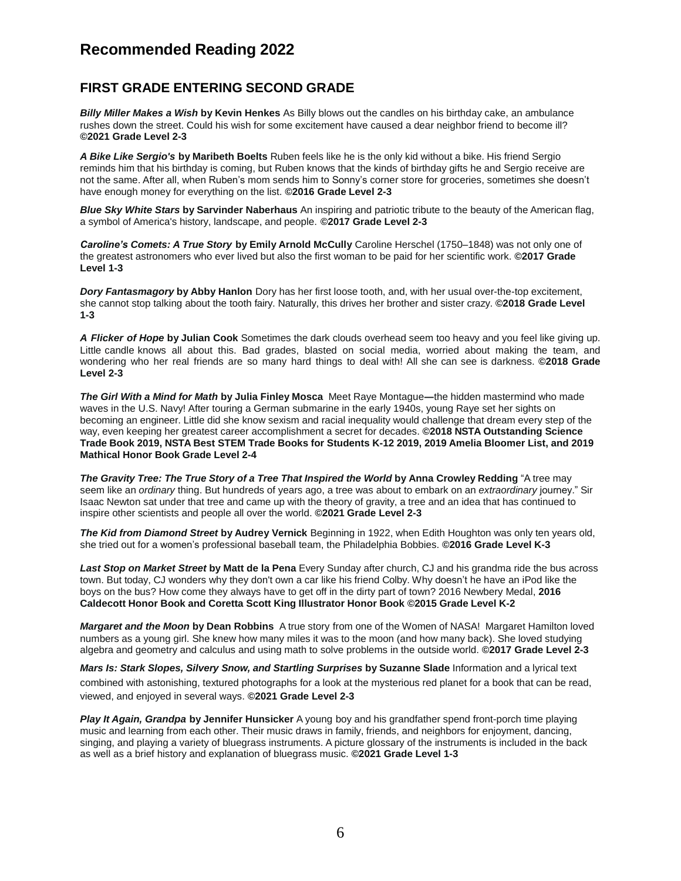# Recommended Reading 2022

## FIRST GRADE ENTERING SECOND GRADE

***Billy Miller Makes a Wish* by Kevin Henkes** As Billy blows out the candles on his birthday cake, an ambulance rushes down the street. Could his wish for some excitement have caused a dear neighbor friend to become ill? **©2021 Grade Level 2-3**

***A Bike Like Sergio's* by Maribeth Boelts** Ruben feels like he is the only kid without a bike. His friend Sergio reminds him that his birthday is coming, but Ruben knows that the kinds of birthday gifts he and Sergio receive are not the same. After all, when Ruben's mom sends him to Sonny's corner store for groceries, sometimes she doesn't have enough money for everything on the list. **©2016 Grade Level 2-3**

***Blue Sky White Stars* by Sarvinder Naberhaus** An inspiring and patriotic tribute to the beauty of the American flag, a symbol of America's history, landscape, and people. **©2017 Grade Level 2-3**

***Caroline's Comets: A True Story* by Emily Arnold McCully** Caroline Herschel (1750–1848) was not only one of the greatest astronomers who ever lived but also the first woman to be paid for her scientific work. **©2017 Grade Level 1-3**

***Dory Fantasmagory* by Abby Hanlon** Dory has her first loose tooth, and, with her usual over-the-top excitement, she cannot stop talking about the tooth fairy. Naturally, this drives her brother and sister crazy. **©2018 Grade Level 1-3**

***A Flicker of Hope* by Julian Cook** Sometimes the dark clouds overhead seem too heavy and you feel like giving up. Little candle knows all about this. Bad grades, blasted on social media, worried about making the team, and wondering who her real friends are so many hard things to deal with! All she can see is darkness. **©2018 Grade Level 2-3**

***The Girl With a Mind for Math* by Julia Finley Mosca** Meet Raye Montague—the hidden mastermind who made waves in the U.S. Navy! After touring a German submarine in the early 1940s, young Raye set her sights on becoming an engineer. Little did she know sexism and racial inequality would challenge that dream every step of the way, even keeping her greatest career accomplishment a secret for decades. **©2018 NSTA Outstanding Science Trade Book 2019, NSTA Best STEM Trade Books for Students K-12 2019, 2019 Amelia Bloomer List, and 2019 Mathical Honor Book Grade Level 2-4**

***The Gravity Tree: The True Story of a Tree That Inspired the World* by Anna Crowley Redding** "A tree may seem like an *ordinary* thing. But hundreds of years ago, a tree was about to embark on an *extraordinary* journey." Sir Isaac Newton sat under that tree and came up with the theory of gravity, a tree and an idea that has continued to inspire other scientists and people all over the world. **©2021 Grade Level 2-3**

***The Kid from Diamond Street* by Audrey Vernick** Beginning in 1922, when Edith Houghton was only ten years old, she tried out for a women's professional baseball team, the Philadelphia Bobbies. **©2016 Grade Level K-3**

***Last Stop on Market Street* by Matt de la Pena** Every Sunday after church, CJ and his grandma ride the bus across town. But today, CJ wonders why they don't own a car like his friend Colby. Why doesn't he have an iPod like the boys on the bus? How come they always have to get off in the dirty part of town? 2016 Newbery Medal, **2016 Caldecott Honor Book and Coretta Scott King Illustrator Honor Book ©2015 Grade Level K-2**

***Margaret and the Moon* by Dean Robbins** A true story from one of the Women of NASA! Margaret Hamilton loved numbers as a young girl. She knew how many miles it was to the moon (and how many back). She loved studying algebra and geometry and calculus and using math to solve problems in the outside world. **©2017 Grade Level 2-3**

***Mars Is: Stark Slopes, Silvery Snow, and Startling Surprises* by Suzanne Slade** Information and a lyrical text combined with astonishing, textured photographs for a look at the mysterious red planet for a book that can be read, viewed, and enjoyed in several ways. **©2021 Grade Level 2-3**

***Play It Again, Grandpa* by Jennifer Hunsicker** A young boy and his grandfather spend front-porch time playing music and learning from each other. Their music draws in family, friends, and neighbors for enjoyment, dancing, singing, and playing a variety of bluegrass instruments. A picture glossary of the instruments is included in the back as well as a brief history and explanation of bluegrass music. **©2021 Grade Level 1-3**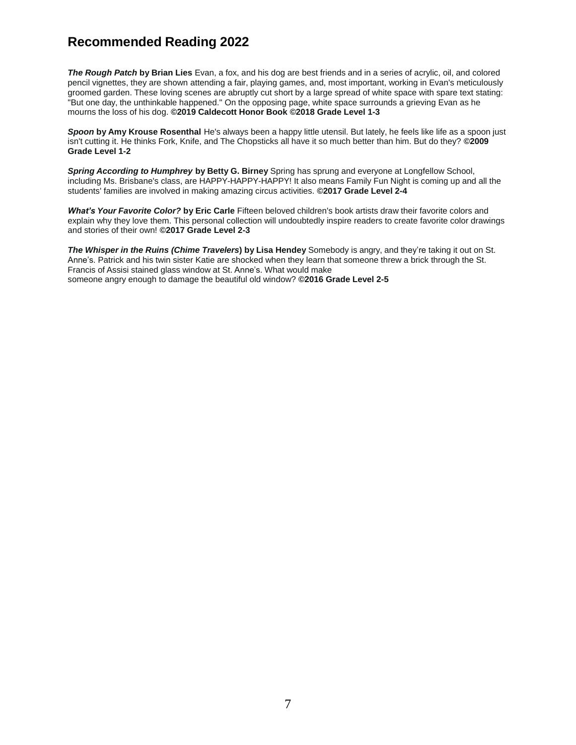# Recommended Reading 2022

***The Rough Patch* by Brian Lies** Evan, a fox, and his dog are best friends and in a series of acrylic, oil, and colored pencil vignettes, they are shown attending a fair, playing games, and, most important, working in Evan's meticulously groomed garden. These loving scenes are abruptly cut short by a large spread of white space with spare text stating: "But one day, the unthinkable happened." On the opposing page, white space surrounds a grieving Evan as he mourns the loss of his dog. **©2019 Caldecott Honor Book ©2018 Grade Level 1-3**

***Spoon* by Amy Krouse Rosenthal** He's always been a happy little utensil. But lately, he feels like life as a spoon just isn't cutting it. He thinks Fork, Knife, and The Chopsticks all have it so much better than him. But do they? **©2009 Grade Level 1-2**

***Spring According to Humphrey* by Betty G. Birney** Spring has sprung and everyone at Longfellow School, including Ms. Brisbane's class, are HAPPY-HAPPY-HAPPY! It also means Family Fun Night is coming up and all the students' families are involved in making amazing circus activities. **©2017 Grade Level 2-4**

***What's Your Favorite Color?* by Eric Carle** Fifteen beloved children's book artists draw their favorite colors and explain why they love them. This personal collection will undoubtedly inspire readers to create favorite color drawings and stories of their own! **©2017 Grade Level 2-3**

***The Whisper in the Ruins (Chime Travelers*) by Lisa Hendey** Somebody is angry, and they're taking it out on St. Anne's. Patrick and his twin sister Katie are shocked when they learn that someone threw a brick through the St. Francis of Assisi stained glass window at St. Anne's. What would make someone angry enough to damage the beautiful old window? **©2016 Grade Level 2-5**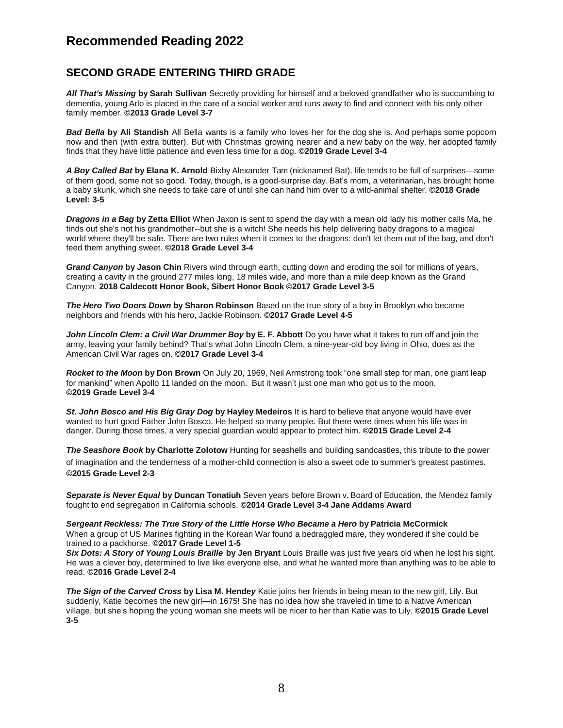# Recommended Reading 2022

## SECOND GRADE ENTERING THIRD GRADE

***All That's Missing*** **by Sarah Sullivan** Secretly providing for himself and a beloved grandfather who is succumbing to dementia, young Arlo is placed in the care of a social worker and runs away to find and connect with his only other family member. **©2013 Grade Level 3-7**

***Bad Bella*** **by Ali Standish** All Bella wants is a family who loves her for the dog she is. And perhaps some popcorn now and then (with extra butter). But with Christmas growing nearer and a new baby on the way, her adopted family finds that they have little patience and even less time for a dog. **©2019 Grade Level 3-4**

***A Boy Called Bat*** **by Elana K. Arnold** Bixby Alexander Tam (nicknamed Bat), life tends to be full of surprises—some of them good, some not so good. Today, though, is a good-surprise day. Bat's mom, a veterinarian, has brought home a baby skunk, which she needs to take care of until she can hand him over to a wild-animal shelter. **©2018 Grade Level: 3-5**

***Dragons in a Bag*** **by Zetta Elliot** When Jaxon is sent to spend the day with a mean old lady his mother calls Ma, he finds out she's not his grandmother--but she is a witch! She needs his help delivering baby dragons to a magical world where they'll be safe. There are two rules when it comes to the dragons: don't let them out of the bag, and don't feed them anything sweet. **©2018 Grade Level 3-4**

***Grand Canyon*** **by Jason Chin** Rivers wind through earth, cutting down and eroding the soil for millions of years, creating a cavity in the ground 277 miles long, 18 miles wide, and more than a mile deep known as the Grand Canyon. **2018 Caldecott Honor Book, Sibert Honor Book ©2017 Grade Level 3-5**

***The Hero Two Doors Down*** **by Sharon Robinson** Based on the true story of a boy in Brooklyn who became neighbors and friends with his hero, Jackie Robinson. **©2017 Grade Level 4-5**

***John Lincoln Clem: a Civil War Drummer Boy*** **by E. F. Abbott** Do you have what it takes to run off and join the army, leaving your family behind? That's what John Lincoln Clem, a nine-year-old boy living in Ohio, does as the American Civil War rages on. **©2017 Grade Level 3-4**

***Rocket to the Moon*** **by Don Brown** On July 20, 1969, Neil Armstrong took "one small step for man, one giant leap for mankind" when Apollo 11 landed on the moon. But it wasn't just one man who got us to the moon. **©2019 Grade Level 3-4**

***St. John Bosco and His Big Gray Dog*** **by Hayley Medeiros** It is hard to believe that anyone would have ever wanted to hurt good Father John Bosco. He helped so many people. But there were times when his life was in danger. During those times, a very special guardian would appear to protect him. **©2015 Grade Level 2-4**

***The Seashore Book*** **by Charlotte Zolotow** Hunting for seashells and building sandcastles, this tribute to the power of imagination and the tenderness of a mother-child connection is also a sweet ode to summer's greatest pastimes. **©2015 Grade Level 2-3**

***Separate is Never Equal*** **by Duncan Tonatiuh** Seven years before Brown v. Board of Education, the Mendez family fought to end segregation in California schools. **©2014 Grade Level 3-4 Jane Addams Award**

***Sergeant Reckless: The True Story of the Little Horse Who Became a Hero*** **by Patricia McCormick** When a group of US Marines fighting in the Korean War found a bedraggled mare, they wondered if she could be trained to a packhorse. **©2017 Grade Level 1-5**

***Six Dots: A Story of Young Louis Braille*** **by Jen Bryant** Louis Braille was just five years old when he lost his sight. He was a clever boy, determined to live like everyone else, and what he wanted more than anything was to be able to read. **©2016 Grade Level 2-4**

***The Sign of the Carved Cross*** **by Lisa M. Hendey** Katie joins her friends in being mean to the new girl, Lily. But suddenly, Katie becomes the new girl—in 1675! She has no idea how she traveled in time to a Native American village, but she's hoping the young woman she meets will be nicer to her than Katie was to Lily. **©2015 Grade Level 3-5**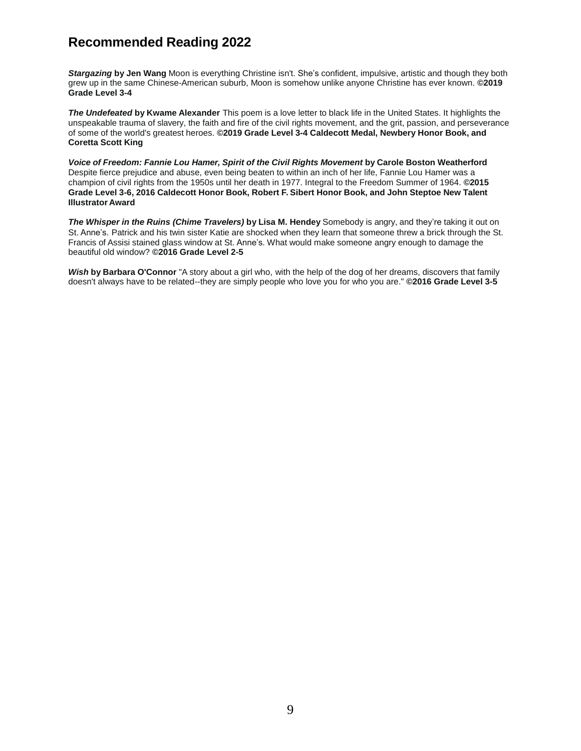# Recommended Reading 2022

***Stargazing*** **by Jen Wang** Moon is everything Christine isn't. She's confident, impulsive, artistic and though they both grew up in the same Chinese-American suburb, Moon is somehow unlike anyone Christine has ever known. **©2019 Grade Level 3-4**

***The Undefeated*** **by Kwame Alexander** This poem is a love letter to black life in the United States. It highlights the unspeakable trauma of slavery, the faith and fire of the civil rights movement, and the grit, passion, and perseverance of some of the world's greatest heroes. **©2019 Grade Level 3-4 Caldecott Medal, Newbery Honor Book, and Coretta Scott King**

***Voice of Freedom: Fannie Lou Hamer, Spirit of the Civil Rights Movement*** **by Carole Boston Weatherford** Despite fierce prejudice and abuse, even being beaten to within an inch of her life, Fannie Lou Hamer was a champion of civil rights from the 1950s until her death in 1977. Integral to the Freedom Summer of 1964. **©2015 Grade Level 3-6, 2016 Caldecott Honor Book, Robert F. Sibert Honor Book, and John Steptoe New Talent Illustrator Award**

***The Whisper in the Ruins (Chime Travelers)*** **by Lisa M. Hendey** Somebody is angry, and they're taking it out on St. Anne's. Patrick and his twin sister Katie are shocked when they learn that someone threw a brick through the St. Francis of Assisi stained glass window at St. Anne's. What would make someone angry enough to damage the beautiful old window? **©2016 Grade Level 2-5**

***Wish*** **by Barbara O'Connor** "A story about a girl who, with the help of the dog of her dreams, discovers that family doesn't always have to be related--they are simply people who love you for who you are." **©2016 Grade Level 3-5**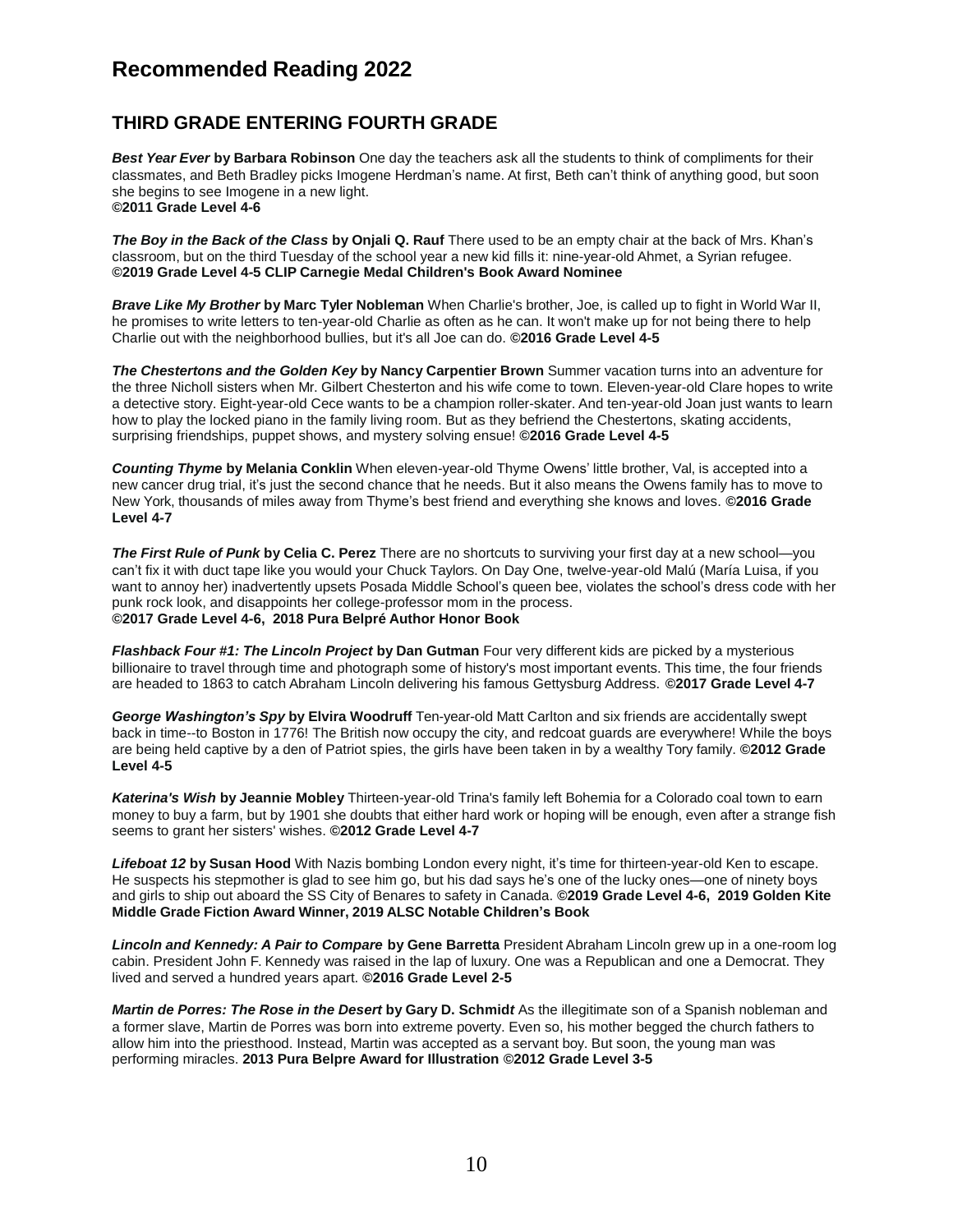# Recommended Reading 2022

## THIRD GRADE ENTERING FOURTH GRADE

***Best Year Ever*** **by Barbara Robinson** One day the teachers ask all the students to think of compliments for their classmates, and Beth Bradley picks Imogene Herdman's name. At first, Beth can't think of anything good, but soon she begins to see Imogene in a new light.
**©2011 Grade Level 4-6**

***The Boy in the Back of the Class*** **by Onjali Q. Rauf** There used to be an empty chair at the back of Mrs. Khan's classroom, but on the third Tuesday of the school year a new kid fills it: nine-year-old Ahmet, a Syrian refugee. **©2019 Grade Level 4-5 CLIP Carnegie Medal Children's Book Award Nominee**

***Brave Like My Brother*** **by Marc Tyler Nobleman** When Charlie's brother, Joe, is called up to fight in World War II, he promises to write letters to ten-year-old Charlie as often as he can. It won't make up for not being there to help Charlie out with the neighborhood bullies, but it's all Joe can do. **©2016 Grade Level 4-5**

***The Chestertons and the Golden Key*** **by Nancy Carpentier Brown** Summer vacation turns into an adventure for the three Nicholl sisters when Mr. Gilbert Chesterton and his wife come to town. Eleven-year-old Clare hopes to write a detective story. Eight-year-old Cece wants to be a champion roller-skater. And ten-year-old Joan just wants to learn how to play the locked piano in the family living room. But as they befriend the Chestertons, skating accidents, surprising friendships, puppet shows, and mystery solving ensue! **©2016 Grade Level 4-5**

***Counting Thyme*** **by Melania Conklin** When eleven-year-old Thyme Owens' little brother, Val, is accepted into a new cancer drug trial, it's just the second chance that he needs. But it also means the Owens family has to move to New York, thousands of miles away from Thyme's best friend and everything she knows and loves. **©2016 Grade Level 4-7**

***The First Rule of Punk*** **by Celia C. Perez** There are no shortcuts to surviving your first day at a new school—you can't fix it with duct tape like you would your Chuck Taylors. On Day One, twelve-year-old Malú (María Luisa, if you want to annoy her) inadvertently upsets Posada Middle School's queen bee, violates the school's dress code with her punk rock look, and disappoints her college-professor mom in the process.
**©2017 Grade Level 4-6, 2018 Pura Belpré Author Honor Book**

***Flashback Four #1: The Lincoln Project*** **by Dan Gutman** Four very different kids are picked by a mysterious billionaire to travel through time and photograph some of history's most important events. This time, the four friends are headed to 1863 to catch Abraham Lincoln delivering his famous Gettysburg Address. **©2017 Grade Level 4-7**

***George Washington's Spy*** **by Elvira Woodruff** Ten-year-old Matt Carlton and six friends are accidentally swept back in time--to Boston in 1776! The British now occupy the city, and redcoat guards are everywhere! While the boys are being held captive by a den of Patriot spies, the girls have been taken in by a wealthy Tory family. **©2012 Grade Level 4-5**

***Katerina's Wish*** **by Jeannie Mobley** Thirteen-year-old Trina's family left Bohemia for a Colorado coal town to earn money to buy a farm, but by 1901 she doubts that either hard work or hoping will be enough, even after a strange fish seems to grant her sisters' wishes. **©2012 Grade Level 4-7**

***Lifeboat 12*** **by Susan Hood** With Nazis bombing London every night, it's time for thirteen-year-old Ken to escape. He suspects his stepmother is glad to see him go, but his dad says he's one of the lucky ones—one of ninety boys and girls to ship out aboard the SS City of Benares to safety in Canada. **©2019 Grade Level 4-6, 2019 Golden Kite Middle Grade Fiction Award Winner, 2019 ALSC Notable Children's Book**

***Lincoln and Kennedy: A Pair to Compare*** **by Gene Barretta** President Abraham Lincoln grew up in a one-room log cabin. President John F. Kennedy was raised in the lap of luxury. One was a Republican and one a Democrat. They lived and served a hundred years apart. **©2016 Grade Level 2-5**

***Martin de Porres: The Rose in the Desert*** **by Gary D. Schmid*t*** As the illegitimate son of a Spanish nobleman and a former slave, Martin de Porres was born into extreme poverty. Even so, his mother begged the church fathers to allow him into the priesthood. Instead, Martin was accepted as a servant boy. But soon, the young man was performing miracles. **2013 Pura Belpre Award for Illustration ©2012 Grade Level 3-5**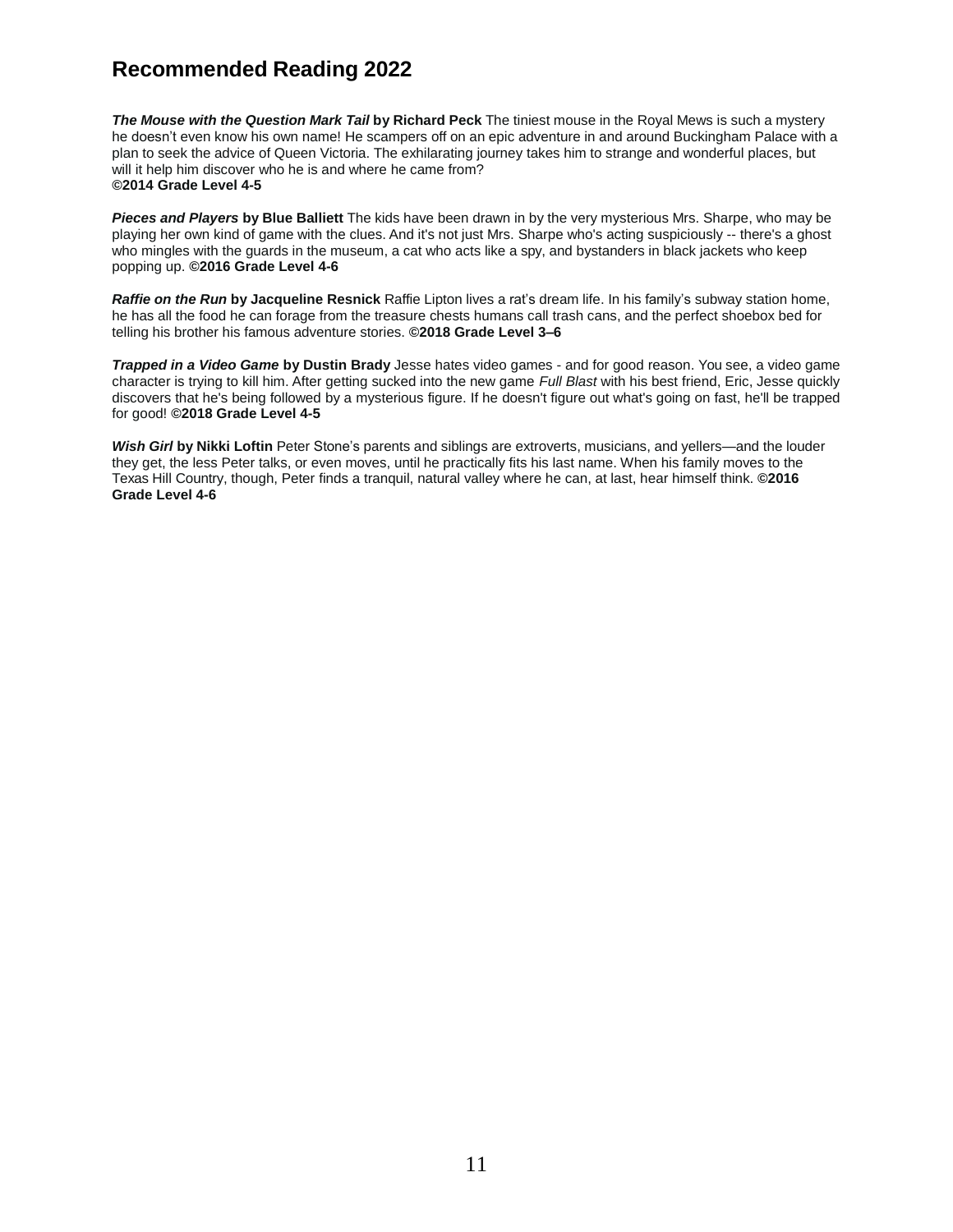# Recommended Reading 2022

***The Mouse with the Question Mark Tail* by Richard Peck** The tiniest mouse in the Royal Mews is such a mystery he doesn't even know his own name! He scampers off on an epic adventure in and around Buckingham Palace with a plan to seek the advice of Queen Victoria. The exhilarating journey takes him to strange and wonderful places, but will it help him discover who he is and where he came from?
**©2014 Grade Level 4-5**

***Pieces and Players* by Blue Balliett** The kids have been drawn in by the very mysterious Mrs. Sharpe, who may be playing her own kind of game with the clues. And it's not just Mrs. Sharpe who's acting suspiciously -- there's a ghost who mingles with the guards in the museum, a cat who acts like a spy, and bystanders in black jackets who keep popping up. **©2016 Grade Level 4-6**

***Raffie on the Run* by Jacqueline Resnick** Raffie Lipton lives a rat's dream life. In his family's subway station home, he has all the food he can forage from the treasure chests humans call trash cans, and the perfect shoebox bed for telling his brother his famous adventure stories. **©2018 Grade Level 3–6**

***Trapped in a Video Game* by Dustin Brady** Jesse hates video games - and for good reason. You see, a video game character is trying to kill him. After getting sucked into the new game *Full Blast* with his best friend, Eric, Jesse quickly discovers that he's being followed by a mysterious figure. If he doesn't figure out what's going on fast, he'll be trapped for good! **©2018 Grade Level 4-5**

***Wish Girl* by Nikki Loftin** Peter Stone's parents and siblings are extroverts, musicians, and yellers—and the louder they get, the less Peter talks, or even moves, until he practically fits his last name. When his family moves to the Texas Hill Country, though, Peter finds a tranquil, natural valley where he can, at last, hear himself think. **©2016 Grade Level 4-6**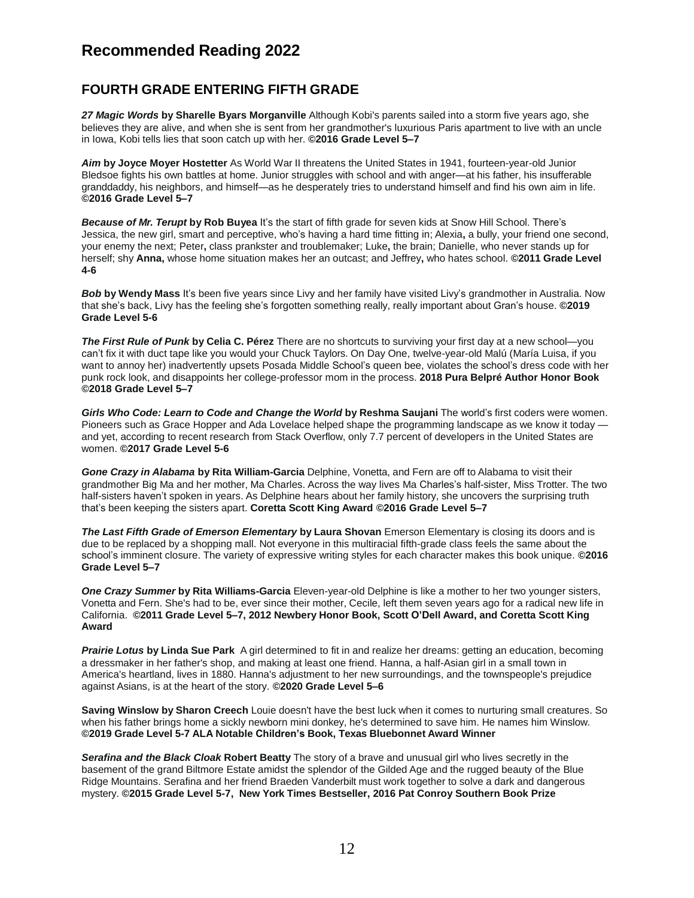# Recommended Reading 2022

## FOURTH GRADE ENTERING FIFTH GRADE

***27 Magic Words* by Sharelle Byars Morganville** Although Kobi's parents sailed into a storm five years ago, she believes they are alive, and when she is sent from her grandmother's luxurious Paris apartment to live with an uncle in Iowa, Kobi tells lies that soon catch up with her. **©2016 Grade Level 5–7**

***Aim* by Joyce Moyer Hostetter** As World War II threatens the United States in 1941, fourteen-year-old Junior Bledsoe fights his own battles at home. Junior struggles with school and with anger—at his father, his insufferable granddaddy, his neighbors, and himself—as he desperately tries to understand himself and find his own aim in life. **©2016 Grade Level 5–7**

***Because of Mr. Terupt* by Rob Buyea** It's the start of fifth grade for seven kids at Snow Hill School. There's Jessica, the new girl, smart and perceptive, who's having a hard time fitting in; Alexia**,** a bully, your friend one second, your enemy the next; Peter**,** class prankster and troublemaker; Luke**,** the brain; Danielle, who never stands up for herself; shy **Anna,** whose home situation makes her an outcast; and Jeffrey**,** who hates school. **©2011 Grade Level 4-6**

***Bob* by Wendy Mass** It's been five years since Livy and her family have visited Livy's grandmother in Australia. Now that she's back, Livy has the feeling she's forgotten something really, really important about Gran's house. **©2019 Grade Level 5-6**

***The First Rule of Punk* by Celia C. Pérez** There are no shortcuts to surviving your first day at a new school—you can't fix it with duct tape like you would your Chuck Taylors. On Day One, twelve-year-old Malú (María Luisa, if you want to annoy her) inadvertently upsets Posada Middle School's queen bee, violates the school's dress code with her punk rock look, and disappoints her college-professor mom in the process. **2018 Pura Belpré Author Honor Book ©2018 Grade Level 5–7**

***Girls Who Code: Learn to Code and Change the World* by Reshma Saujani** The world's first coders were women. Pioneers such as Grace Hopper and Ada Lovelace helped shape the programming landscape as we know it today — and yet, according to recent research from Stack Overflow, only 7.7 percent of developers in the United States are women. **©2017 Grade Level 5-6**

***Gone Crazy in Alabama* by Rita William-Garcia** Delphine, Vonetta, and Fern are off to Alabama to visit their grandmother Big Ma and her mother, Ma Charles. Across the way lives Ma Charles's half-sister, Miss Trotter. The two half-sisters haven't spoken in years. As Delphine hears about her family history, she uncovers the surprising truth that's been keeping the sisters apart. **Coretta Scott King Award ©2016 Grade Level 5–7**

***The Last Fifth Grade of Emerson Elementary* by Laura Shovan** Emerson Elementary is closing its doors and is due to be replaced by a shopping mall. Not everyone in this multiracial fifth-grade class feels the same about the school's imminent closure. The variety of expressive writing styles for each character makes this book unique. **©2016 Grade Level 5–7**

***One Crazy Summer* by Rita Williams-Garcia** Eleven-year-old Delphine is like a mother to her two younger sisters, Vonetta and Fern. She's had to be, ever since their mother, Cecile, left them seven years ago for a radical new life in California. **©2011 Grade Level 5–7, 2012 Newbery Honor Book, Scott O'Dell Award, and Coretta Scott King Award**

***Prairie Lotus* by Linda Sue Park** A girl determined to fit in and realize her dreams: getting an education, becoming a dressmaker in her father's shop, and making at least one friend. Hanna, a half-Asian girl in a small town in America's heartland, lives in 1880. Hanna's adjustment to her new surroundings, and the townspeople's prejudice against Asians, is at the heart of the story. **©2020 Grade Level 5–6**

**Saving Winslow by Sharon Creech** Louie doesn't have the best luck when it comes to nurturing small creatures. So when his father brings home a sickly newborn mini donkey, he's determined to save him. He names him Winslow. **©2019 Grade Level 5-7 ALA Notable Children's Book, Texas Bluebonnet Award Winner**

***Serafina and the Black Cloak* Robert Beatty** The story of a brave and unusual girl who lives secretly in the basement of the grand Biltmore Estate amidst the splendor of the Gilded Age and the rugged beauty of the Blue Ridge Mountains. Serafina and her friend Braeden Vanderbilt must work together to solve a dark and dangerous mystery. **©2015 Grade Level 5-7, New York Times Bestseller, 2016 Pat Conroy Southern Book Prize**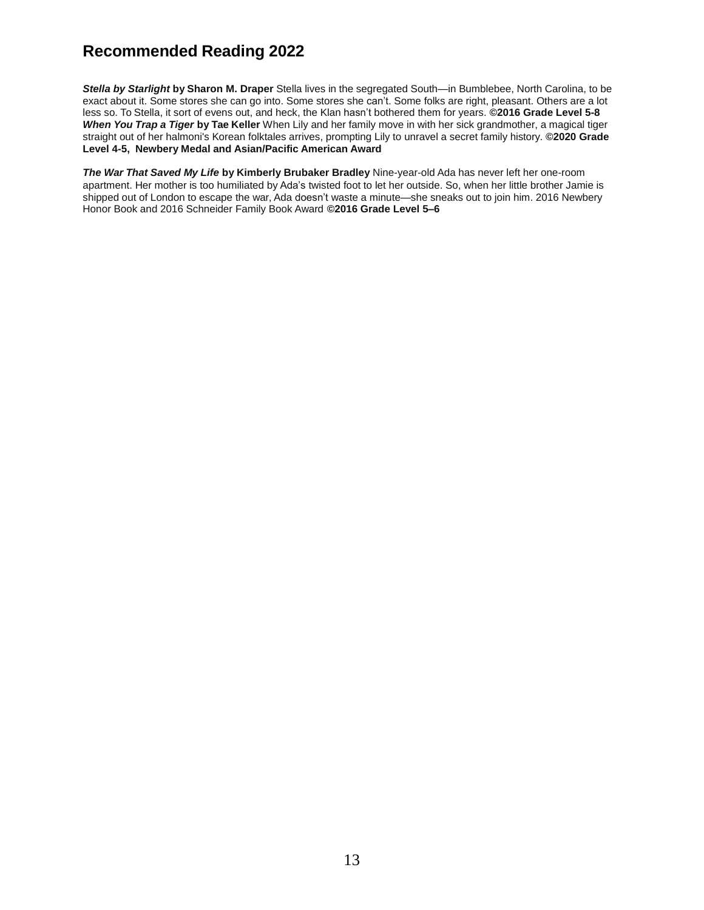# Recommended Reading 2022

***Stella by Starlight* by Sharon M. Draper** Stella lives in the segregated South—in Bumblebee, North Carolina, to be exact about it. Some stores she can go into. Some stores she can't. Some folks are right, pleasant. Others are a lot less so. To Stella, it sort of evens out, and heck, the Klan hasn't bothered them for years. **©2016 Grade Level 5-8**
***When You Trap a Tiger* by Tae Keller** When Lily and her family move in with her sick grandmother, a magical tiger straight out of her halmoni's Korean folktales arrives, prompting Lily to unravel a secret family history. **©2020 Grade Level 4-5, Newbery Medal and Asian/Pacific American Award**

***The War That Saved My Life* by Kimberly Brubaker Bradley** Nine-year-old Ada has never left her one-room apartment. Her mother is too humiliated by Ada's twisted foot to let her outside. So, when her little brother Jamie is shipped out of London to escape the war, Ada doesn't waste a minute—she sneaks out to join him. 2016 Newbery Honor Book and 2016 Schneider Family Book Award **©2016 Grade Level 5–6**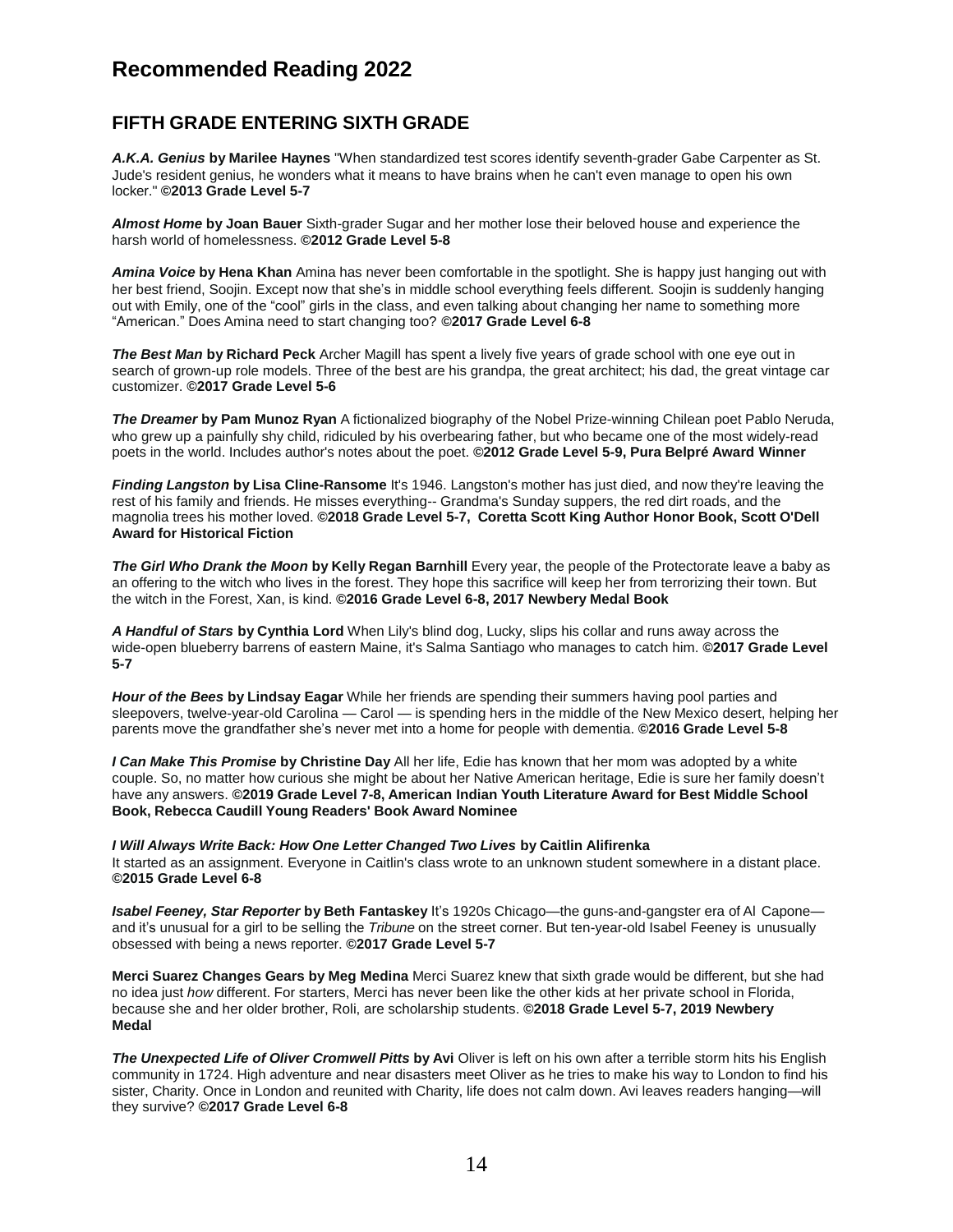# Recommended Reading 2022

## FIFTH GRADE ENTERING SIXTH GRADE

***A.K.A. Genius* by Marilee Haynes** "When standardized test scores identify seventh-grader Gabe Carpenter as St. Jude's resident genius, he wonders what it means to have brains when he can't even manage to open his own locker." **©2013 Grade Level 5-7**

***Almost Home* by Joan Bauer** Sixth-grader Sugar and her mother lose their beloved house and experience the harsh world of homelessness. **©2012 Grade Level 5-8**

***Amina Voice* by Hena Khan** Amina has never been comfortable in the spotlight. She is happy just hanging out with her best friend, Soojin. Except now that she's in middle school everything feels different. Soojin is suddenly hanging out with Emily, one of the "cool" girls in the class, and even talking about changing her name to something more "American." Does Amina need to start changing too? **©2017 Grade Level 6-8**

***The Best Man* by Richard Peck** Archer Magill has spent a lively five years of grade school with one eye out in search of grown-up role models. Three of the best are his grandpa, the great architect; his dad, the great vintage car customizer. **©2017 Grade Level 5-6**

***The Dreamer* by Pam Munoz Ryan** A fictionalized biography of the Nobel Prize-winning Chilean poet Pablo Neruda, who grew up a painfully shy child, ridiculed by his overbearing father, but who became one of the most widely-read poets in the world. Includes author's notes about the poet. **©2012 Grade Level 5-9, Pura Belpré Award Winner**

***Finding Langston* by Lisa Cline-Ransome** It's 1946. Langston's mother has just died, and now they're leaving the rest of his family and friends. He misses everything-- Grandma's Sunday suppers, the red dirt roads, and the magnolia trees his mother loved. **©2018 Grade Level 5-7, Coretta Scott King Author Honor Book, Scott O'Dell Award for Historical Fiction**

***The Girl Who Drank the Moon* by Kelly Regan Barnhill** Every year, the people of the Protectorate leave a baby as an offering to the witch who lives in the forest. They hope this sacrifice will keep her from terrorizing their town. But the witch in the Forest, Xan, is kind. **©2016 Grade Level 6-8, 2017 Newbery Medal Book**

***A Handful of Stars* by Cynthia Lord** When Lily's blind dog, Lucky, slips his collar and runs away across the wide-open blueberry barrens of eastern Maine, it's Salma Santiago who manages to catch him. **©2017 Grade Level 5-7**

***Hour of the Bees* by Lindsay Eagar** While her friends are spending their summers having pool parties and sleepovers, twelve-year-old Carolina — Carol — is spending hers in the middle of the New Mexico desert, helping her parents move the grandfather she's never met into a home for people with dementia. **©2016 Grade Level 5-8**

***I Can Make This Promise* by Christine Day** All her life, Edie has known that her mom was adopted by a white couple. So, no matter how curious she might be about her Native American heritage, Edie is sure her family doesn't have any answers. **©2019 Grade Level 7-8, American Indian Youth Literature Award for Best Middle School Book, Rebecca Caudill Young Readers' Book Award Nominee**

***I Will Always Write Back: How One Letter Changed Two Lives* by Caitlin Alifirenka**
It started as an assignment. Everyone in Caitlin's class wrote to an unknown student somewhere in a distant place. **©2015 Grade Level 6-8**

***Isabel Feeney, Star Reporter* by Beth Fantaskey** It's 1920s Chicago—the guns-and-gangster era of Al Capone—and it's unusual for a girl to be selling the *Tribune* on the street corner. But ten-year-old Isabel Feeney is unusually obsessed with being a news reporter. **©2017 Grade Level 5-7**

**Merci Suarez Changes Gears by Meg Medina** Merci Suarez knew that sixth grade would be different, but she had no idea just *how* different. For starters, Merci has never been like the other kids at her private school in Florida, because she and her older brother, Roli, are scholarship students. **©2018 Grade Level 5-7, 2019 Newbery Medal**

***The Unexpected Life of Oliver Cromwell Pitts* by Avi** Oliver is left on his own after a terrible storm hits his English community in 1724. High adventure and near disasters meet Oliver as he tries to make his way to London to find his sister, Charity. Once in London and reunited with Charity, life does not calm down. Avi leaves readers hanging—will they survive? **©2017 Grade Level 6-8**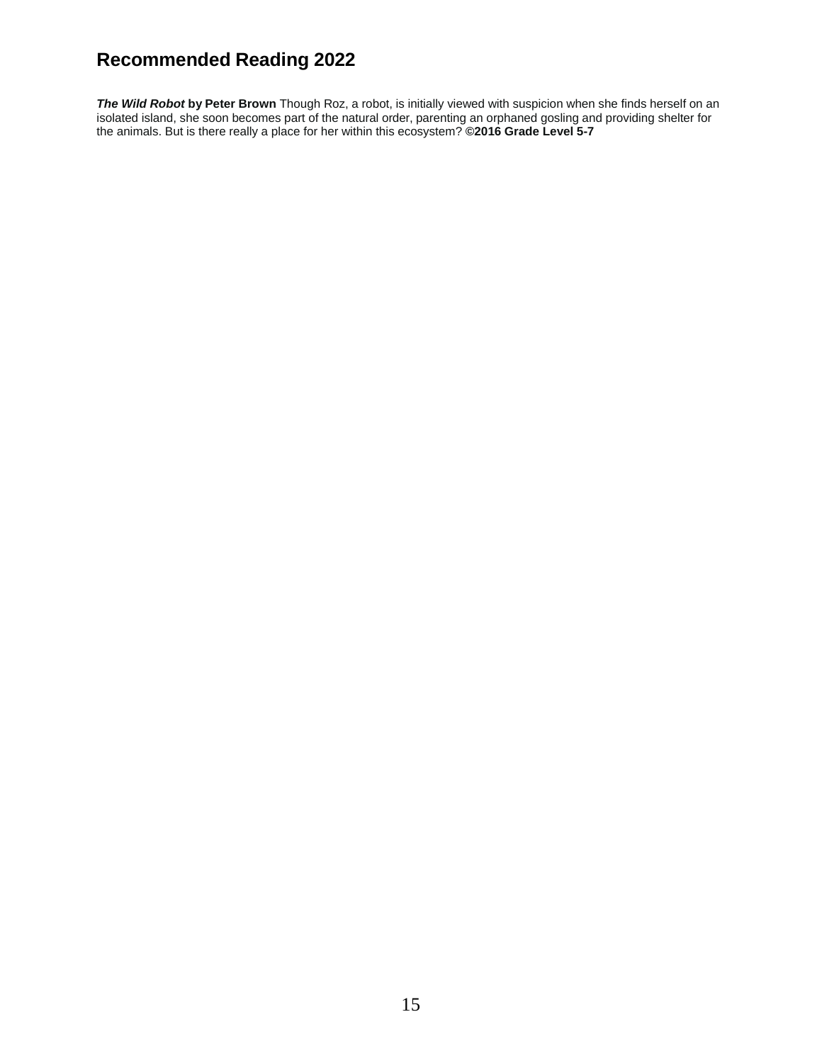# Recommended Reading 2022

***The Wild Robot*** **by Peter Brown** Though Roz, a robot, is initially viewed with suspicion when she finds herself on an isolated island, she soon becomes part of the natural order, parenting an orphaned gosling and providing shelter for the animals. But is there really a place for her within this ecosystem? **©2016 Grade Level 5-7**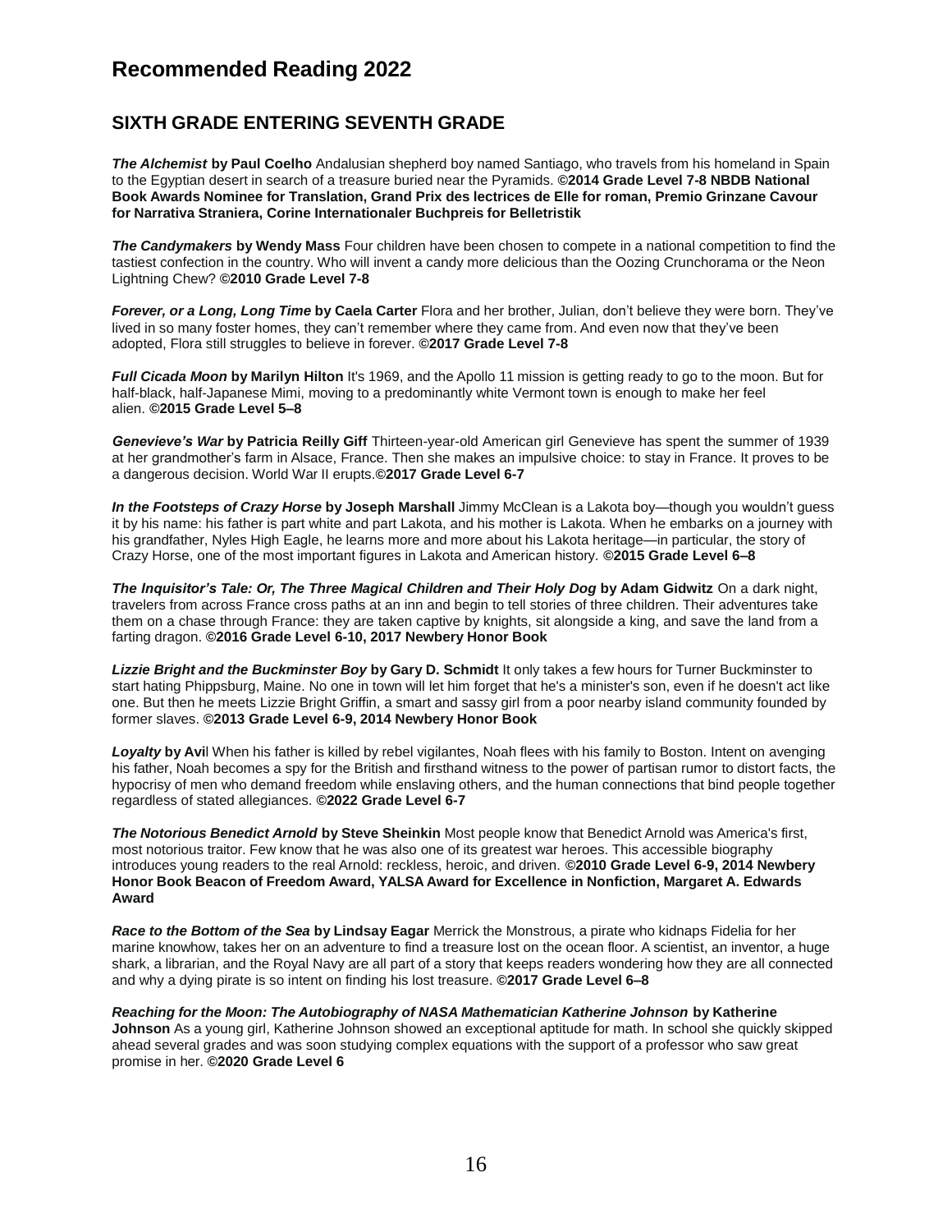# Recommended Reading 2022

## SIXTH GRADE ENTERING SEVENTH GRADE

***The Alchemist*** **by Paul Coelho** Andalusian shepherd boy named Santiago, who travels from his homeland in Spain to the Egyptian desert in search of a treasure buried near the Pyramids. **©2014 Grade Level 7-8 NBDB National Book Awards Nominee for Translation, Grand Prix des lectrices de Elle for roman, Premio Grinzane Cavour for Narrativa Straniera, Corine Internationaler Buchpreis for Belletristik**

***The Candymakers*** **by Wendy Mass** Four children have been chosen to compete in a national competition to find the tastiest confection in the country. Who will invent a candy more delicious than the Oozing Crunchorama or the Neon Lightning Chew? **©2010 Grade Level 7-8**

***Forever, or a Long, Long Time*** **by Caela Carter** Flora and her brother, Julian, don't believe they were born. They've lived in so many foster homes, they can't remember where they came from. And even now that they've been adopted, Flora still struggles to believe in forever. **©2017 Grade Level 7-8**

***Full Cicada Moon*** **by Marilyn Hilton** It's 1969, and the Apollo 11 mission is getting ready to go to the moon. But for half-black, half-Japanese Mimi, moving to a predominantly white Vermont town is enough to make her feel alien. **©2015 Grade Level 5–8**

***Genevieve's War*** **by Patricia Reilly Giff** Thirteen-year-old American girl Genevieve has spent the summer of 1939 at her grandmother's farm in Alsace, France. Then she makes an impulsive choice: to stay in France. It proves to be a dangerous decision. World War II erupts.**©2017 Grade Level 6-7**

***In the Footsteps of Crazy Horse*** **by Joseph Marshall** Jimmy McClean is a Lakota boy—though you wouldn't guess it by his name: his father is part white and part Lakota, and his mother is Lakota. When he embarks on a journey with his grandfather, Nyles High Eagle, he learns more and more about his Lakota heritage—in particular, the story of Crazy Horse, one of the most important figures in Lakota and American history. **©2015 Grade Level 6–8**

***The Inquisitor's Tale: Or, The Three Magical Children and Their Holy Dog*** **by Adam Gidwitz** On a dark night, travelers from across France cross paths at an inn and begin to tell stories of three children. Their adventures take them on a chase through France: they are taken captive by knights, sit alongside a king, and save the land from a farting dragon. **©2016 Grade Level 6-10, 2017 Newbery Honor Book**

***Lizzie Bright and the Buckminster Boy*** **by Gary D. Schmidt** It only takes a few hours for Turner Buckminster to start hating Phippsburg, Maine. No one in town will let him forget that he's a minister's son, even if he doesn't act like one. But then he meets Lizzie Bright Griffin, a smart and sassy girl from a poor nearby island community founded by former slaves. **©2013 Grade Level 6-9, 2014 Newbery Honor Book**

***Loyalty*** **by Avi**l When his father is killed by rebel vigilantes, Noah flees with his family to Boston. Intent on avenging his father, Noah becomes a spy for the British and firsthand witness to the power of partisan rumor to distort facts, the hypocrisy of men who demand freedom while enslaving others, and the human connections that bind people together regardless of stated allegiances. **©2022 Grade Level 6-7**

***The Notorious Benedict Arnold*** **by Steve Sheinkin** Most people know that Benedict Arnold was America's first, most notorious traitor. Few know that he was also one of its greatest war heroes. This accessible biography introduces young readers to the real Arnold: reckless, heroic, and driven. **©2010 Grade Level 6-9, 2014 Newbery Honor Book Beacon of Freedom Award, YALSA Award for Excellence in Nonfiction, Margaret A. Edwards Award**

***Race to the Bottom of the Sea*** **by Lindsay Eagar** Merrick the Monstrous, a pirate who kidnaps Fidelia for her marine knowhow, takes her on an adventure to find a treasure lost on the ocean floor. A scientist, an inventor, a huge shark, a librarian, and the Royal Navy are all part of a story that keeps readers wondering how they are all connected and why a dying pirate is so intent on finding his lost treasure. **©2017 Grade Level 6–8**

***Reaching for the Moon: The Autobiography of NASA Mathematician Katherine Johnson*** **by Katherine Johnson** As a young girl, Katherine Johnson showed an exceptional aptitude for math. In school she quickly skipped ahead several grades and was soon studying complex equations with the support of a professor who saw great promise in her. **©2020 Grade Level 6**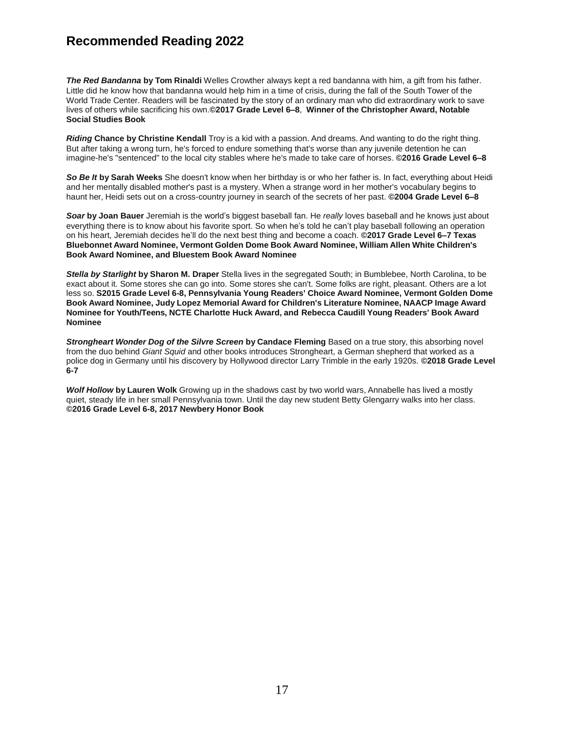# Recommended Reading 2022

***The Red Bandanna* by Tom Rinaldi** Welles Crowther always kept a red bandanna with him, a gift from his father. Little did he know how that bandanna would help him in a time of crisis, during the fall of the South Tower of the World Trade Center. Readers will be fascinated by the story of an ordinary man who did extraordinary work to save lives of others while sacrificing his own.**©2017 Grade Level 6–8**, **Winner of the Christopher Award, Notable Social Studies Book**

***Riding* Chance by Christine Kendall** Troy is a kid with a passion. And dreams. And wanting to do the right thing. But after taking a wrong turn, he's forced to endure something that's worse than any juvenile detention he can imagine-he's "sentenced" to the local city stables where he's made to take care of horses. **©2016 Grade Level 6–8**

***So Be It* by Sarah Weeks** She doesn't know when her birthday is or who her father is. In fact, everything about Heidi and her mentally disabled mother's past is a mystery. When a strange word in her mother's vocabulary begins to haunt her, Heidi sets out on a cross-country journey in search of the secrets of her past. **©2004 Grade Level 6–8**

***Soar* by Joan Bauer** Jeremiah is the world's biggest baseball fan. He *really* loves baseball and he knows just about everything there is to know about his favorite sport. So when he's told he can't play baseball following an operation on his heart, Jeremiah decides he'll do the next best thing and become a coach. **©2017 Grade Level 6–7 Texas Bluebonnet Award Nominee, Vermont Golden Dome Book Award Nominee, William Allen White Children's Book Award Nominee, and Bluestem Book Award Nominee**

***Stella by Starlight* by Sharon M. Draper** Stella lives in the segregated South; in Bumblebee, North Carolina, to be exact about it. Some stores she can go into. Some stores she can't. Some folks are right, pleasant. Others are a lot less so. **S2015 Grade Level 6-8, Pennsylvania Young Readers' Choice Award Nominee, Vermont Golden Dome Book Award Nominee, Judy Lopez Memorial Award for Children's Literature Nominee, NAACP Image Award Nominee for Youth/Teens, NCTE Charlotte Huck Award, and Rebecca Caudill Young Readers' Book Award Nominee**

***Strongheart Wonder Dog of the Silvre Screen* by Candace Fleming** Based on a true story, this absorbing novel from the duo behind *Giant Squid* and other books introduces Strongheart, a German shepherd that worked as a police dog in Germany until his discovery by Hollywood director Larry Trimble in the early 1920s. **©2018 Grade Level 6-7**

***Wolf Hollow* by Lauren Wolk** Growing up in the shadows cast by two world wars, Annabelle has lived a mostly quiet, steady life in her small Pennsylvania town. Until the day new student Betty Glengarry walks into her class. **©2016 Grade Level 6-8, 2017 Newbery Honor Book**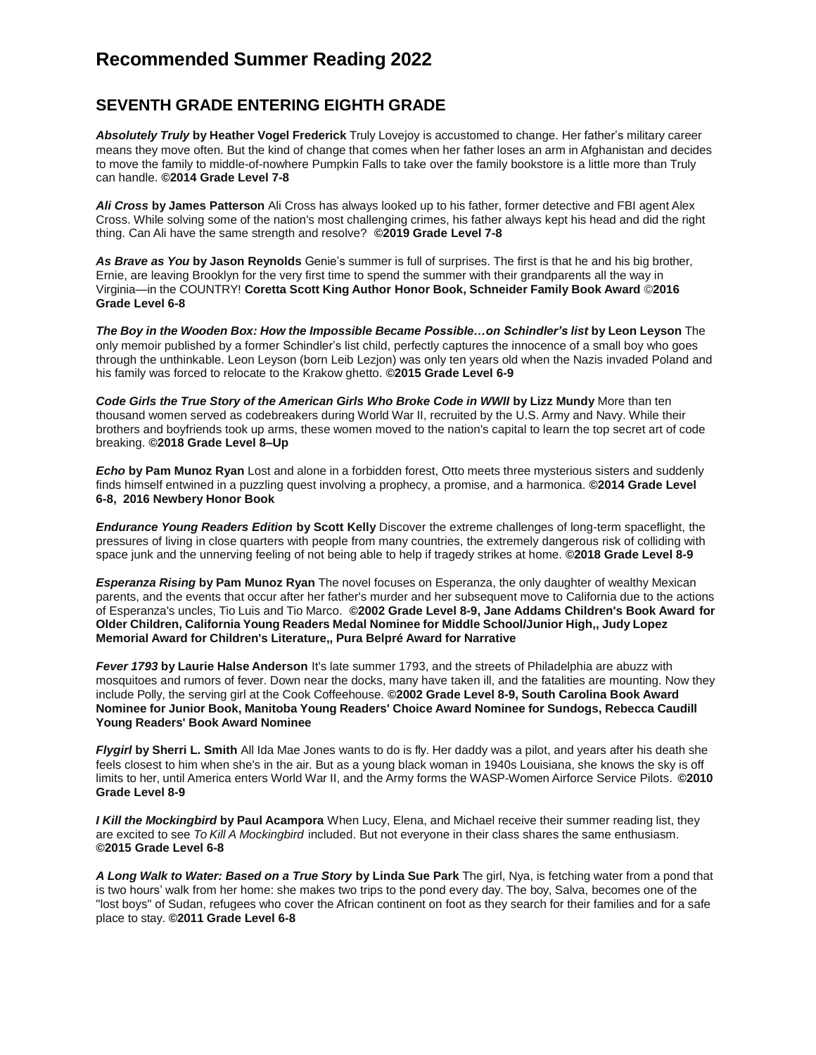# Recommended Summer Reading 2022

## SEVENTH GRADE ENTERING EIGHTH GRADE

***Absolutely Truly*** **by Heather Vogel Frederick** Truly Lovejoy is accustomed to change. Her father's military career means they move often. But the kind of change that comes when her father loses an arm in Afghanistan and decides to move the family to middle-of-nowhere Pumpkin Falls to take over the family bookstore is a little more than Truly can handle. **©2014 Grade Level 7-8**

***Ali Cross*** **by James Patterson** Ali Cross has always looked up to his father, former detective and FBI agent Alex Cross. While solving some of the nation's most challenging crimes, his father always kept his head and did the right thing. Can Ali have the same strength and resolve? **©2019 Grade Level 7-8**

***As Brave as You*** **by Jason Reynolds** Genie's summer is full of surprises. The first is that he and his big brother, Ernie, are leaving Brooklyn for the very first time to spend the summer with their grandparents all the way in Virginia—in the COUNTRY! **Coretta Scott King Author Honor Book, Schneider Family Book Award** ©**2016 Grade Level 6-8**

***The Boy in the Wooden Box: How the Impossible Became Possible…on Schindler's list*** **by Leon Leyson** The only memoir published by a former Schindler's list child, perfectly captures the innocence of a small boy who goes through the unthinkable. Leon Leyson (born Leib Lezjon) was only ten years old when the Nazis invaded Poland and his family was forced to relocate to the Krakow ghetto. **©2015 Grade Level 6-9**

***Code Girls the True Story of the American Girls Who Broke Code in WWII*** **by Lizz Mundy** More than ten thousand women served as codebreakers during World War II, recruited by the U.S. Army and Navy. While their brothers and boyfriends took up arms, these women moved to the nation's capital to learn the top secret art of code breaking. **©2018 Grade Level 8–Up**

***Echo*** **by Pam Munoz Ryan** Lost and alone in a forbidden forest, Otto meets three mysterious sisters and suddenly finds himself entwined in a puzzling quest involving a prophecy, a promise, and a harmonica. **©2014 Grade Level 6-8, 2016 Newbery Honor Book**

***Endurance Young Readers Edition*** **by Scott Kelly** Discover the extreme challenges of long-term spaceflight, the pressures of living in close quarters with people from many countries, the extremely dangerous risk of colliding with space junk and the unnerving feeling of not being able to help if tragedy strikes at home. **©2018 Grade Level 8-9**

***Esperanza Rising*** **by Pam Munoz Ryan** The novel focuses on Esperanza, the only daughter of wealthy Mexican parents, and the events that occur after her father's murder and her subsequent move to California due to the actions of Esperanza's uncles, Tio Luis and Tio Marco. **©2002 Grade Level 8-9, Jane Addams Children's Book Award for Older Children, California Young Readers Medal Nominee for Middle School/Junior High,, Judy Lopez Memorial Award for Children's Literature,, Pura Belpré Award for Narrative**

***Fever 1793*** **by Laurie Halse Anderson** It's late summer 1793, and the streets of Philadelphia are abuzz with mosquitoes and rumors of fever. Down near the docks, many have taken ill, and the fatalities are mounting. Now they include Polly, the serving girl at the Cook Coffeehouse. **©2002 Grade Level 8-9, South Carolina Book Award Nominee for Junior Book, Manitoba Young Readers' Choice Award Nominee for Sundogs, Rebecca Caudill Young Readers' Book Award Nominee**

***Flygirl*** **by Sherri L. Smith** All Ida Mae Jones wants to do is fly. Her daddy was a pilot, and years after his death she feels closest to him when she's in the air. But as a young black woman in 1940s Louisiana, she knows the sky is off limits to her, until America enters World War II, and the Army forms the WASP-Women Airforce Service Pilots. **©2010 Grade Level 8-9**

***I Kill the Mockingbird*** **by Paul Acampora** When Lucy, Elena, and Michael receive their summer reading list, they are excited to see *To Kill A Mockingbird* included. But not everyone in their class shares the same enthusiasm. **©2015 Grade Level 6-8**

***A Long Walk to Water: Based on a True Story*** **by Linda Sue Park** The girl, Nya, is fetching water from a pond that is two hours' walk from her home: she makes two trips to the pond every day. The boy, Salva, becomes one of the "lost boys" of Sudan, refugees who cover the African continent on foot as they search for their families and for a safe place to stay. **©2011 Grade Level 6-8**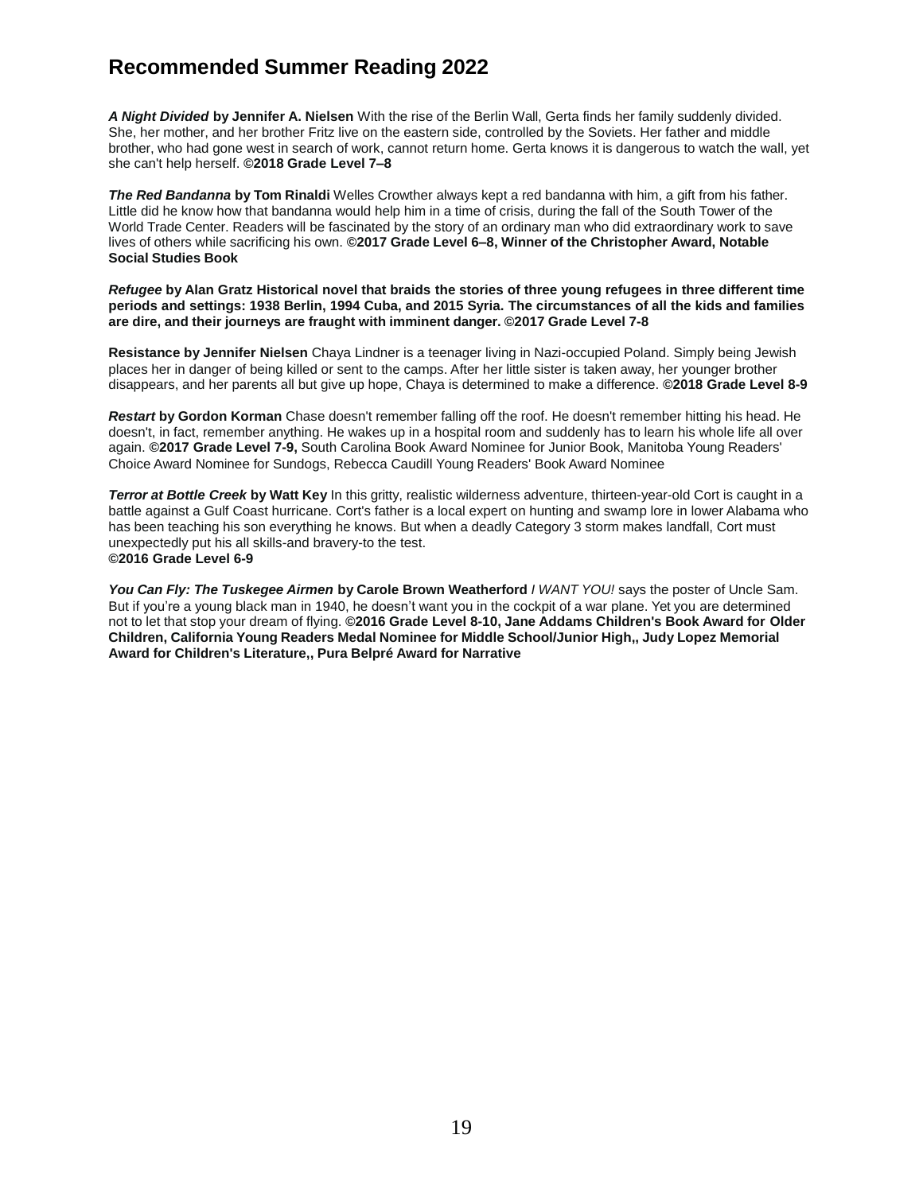# Recommended Summer Reading 2022

***A Night Divided*** **by Jennifer A. Nielsen** With the rise of the Berlin Wall, Gerta finds her family suddenly divided. She, her mother, and her brother Fritz live on the eastern side, controlled by the Soviets. Her father and middle brother, who had gone west in search of work, cannot return home. Gerta knows it is dangerous to watch the wall, yet she can't help herself. **©2018 Grade Level 7–8**

***The Red Bandanna*** **by Tom Rinaldi** Welles Crowther always kept a red bandanna with him, a gift from his father. Little did he know how that bandanna would help him in a time of crisis, during the fall of the South Tower of the World Trade Center. Readers will be fascinated by the story of an ordinary man who did extraordinary work to save lives of others while sacrificing his own. **©2017 Grade Level 6–8, Winner of the Christopher Award, Notable Social Studies Book**

***Refugee*** **by Alan Gratz Historical novel that braids the stories of three young refugees in three different time periods and settings: 1938 Berlin, 1994 Cuba, and 2015 Syria. The circumstances of all the kids and families are dire, and their journeys are fraught with imminent danger. ©2017 Grade Level 7-8**

**Resistance by Jennifer Nielsen** Chaya Lindner is a teenager living in Nazi-occupied Poland. Simply being Jewish places her in danger of being killed or sent to the camps. After her little sister is taken away, her younger brother disappears, and her parents all but give up hope, Chaya is determined to make a difference. **©2018 Grade Level 8-9**

***Restart*** **by Gordon Korman** Chase doesn't remember falling off the roof. He doesn't remember hitting his head. He doesn't, in fact, remember anything. He wakes up in a hospital room and suddenly has to learn his whole life all over again. **©2017 Grade Level 7-9,** South Carolina Book Award Nominee for Junior Book, Manitoba Young Readers' Choice Award Nominee for Sundogs, Rebecca Caudill Young Readers' Book Award Nominee

***Terror at Bottle Creek*** **by Watt Key** In this gritty, realistic wilderness adventure, thirteen-year-old Cort is caught in a battle against a Gulf Coast hurricane. Cort's father is a local expert on hunting and swamp lore in lower Alabama who has been teaching his son everything he knows. But when a deadly Category 3 storm makes landfall, Cort must unexpectedly put his all skills-and bravery-to the test.
**©2016 Grade Level 6-9**

***You Can Fly: The Tuskegee Airmen*** **by Carole Brown Weatherford** *I WANT YOU!* says the poster of Uncle Sam. But if you're a young black man in 1940, he doesn't want you in the cockpit of a war plane. Yet you are determined not to let that stop your dream of flying. **©2016 Grade Level 8-10, Jane Addams Children's Book Award for Older Children, California Young Readers Medal Nominee for Middle School/Junior High,, Judy Lopez Memorial Award for Children's Literature,, Pura Belpré Award for Narrative**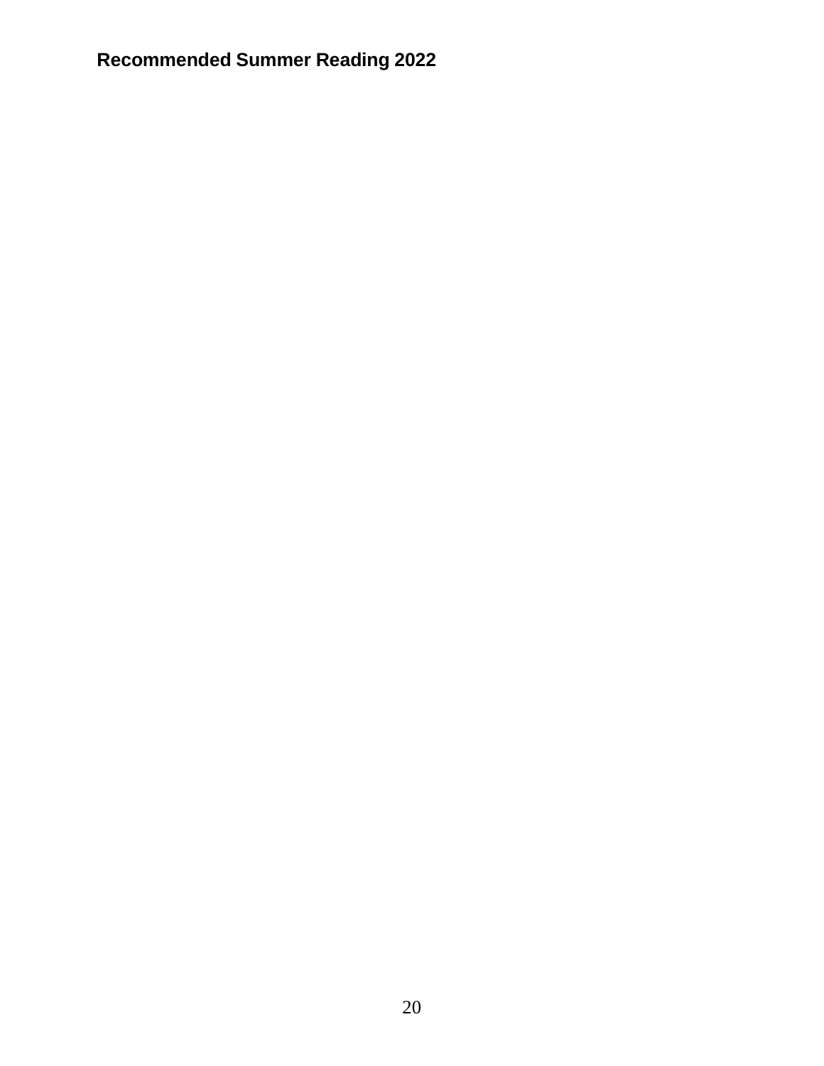## Recommended Summer Reading 2022